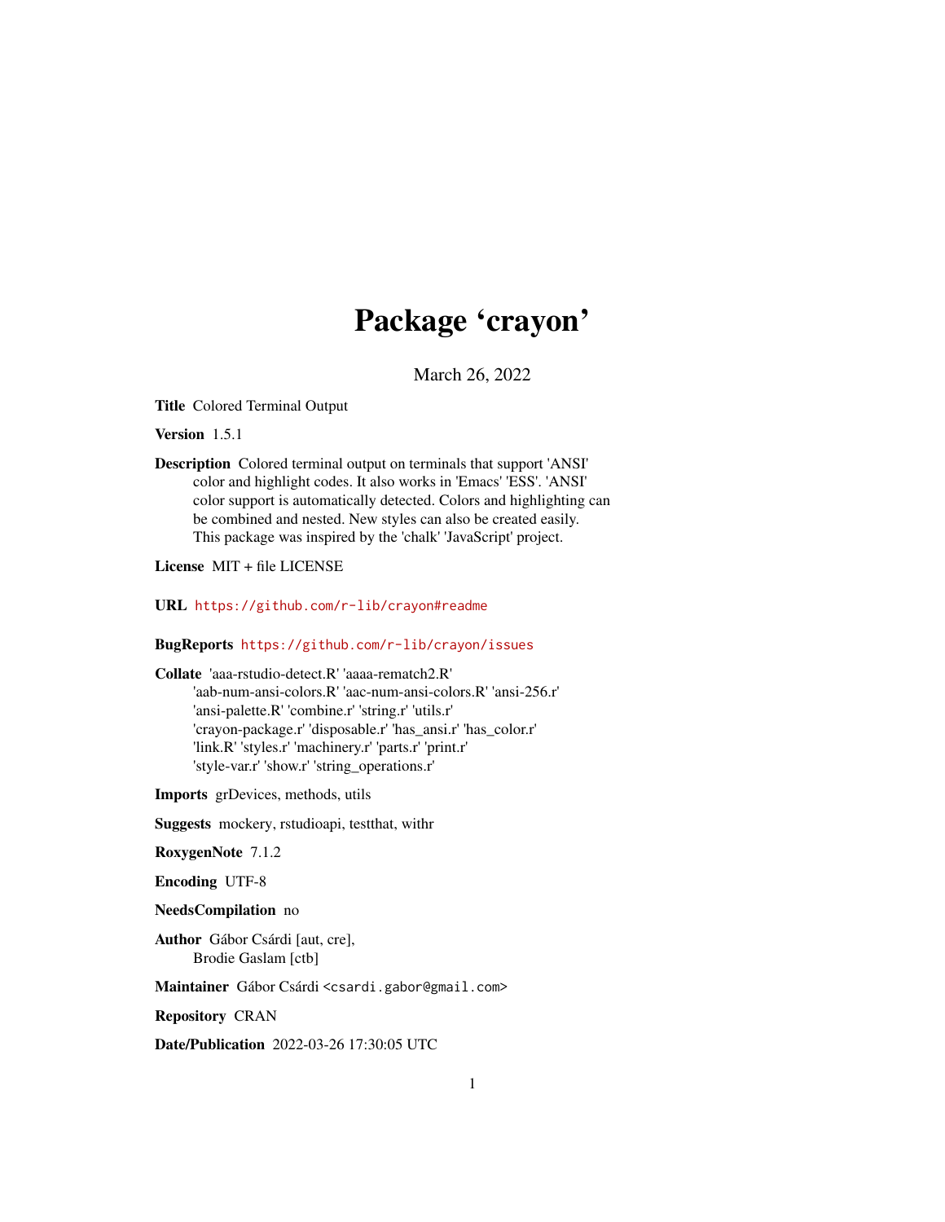# Package ‘crayon’

March 26, 2022

**Title** Colored Terminal Output

**Version** 1.5.1

**Description** Colored terminal output on terminals that support 'ANSI' color and highlight codes. It also works in 'Emacs' 'ESS'. 'ANSI' color support is automatically detected. Colors and highlighting can be combined and nested. New styles can also be created easily. This package was inspired by the 'chalk' 'JavaScript' project.

**License** MIT + file LICENSE

**URL** https://github.com/r-lib/crayon#readme

**BugReports** https://github.com/r-lib/crayon/issues

**Collate** 'aaa-rstudio-detect.R' 'aaaa-rematch2.R' 'aab-num-ansi-colors.R' 'aac-num-ansi-colors.R' 'ansi-256.r' 'ansi-palette.R' 'combine.r' 'string.r' 'utils.r' 'crayon-package.r' 'disposable.r' 'has_ansi.r' 'has_color.r' 'link.R' 'styles.r' 'machinery.r' 'parts.r' 'print.r' 'style-var.r' 'show.r' 'string_operations.r'

**Imports** grDevices, methods, utils

**Suggests** mockery, rstudioapi, testthat, withr

**RoxygenNote** 7.1.2

**Encoding** UTF-8

**NeedsCompilation** no

**Author** Gábor Csárdi [aut, cre], Brodie Gaslam [ctb]

**Maintainer** Gábor Csárdi <csardi.gabor@gmail.com>

**Repository** CRAN

**Date/Publication** 2022-03-26 17:30:05 UTC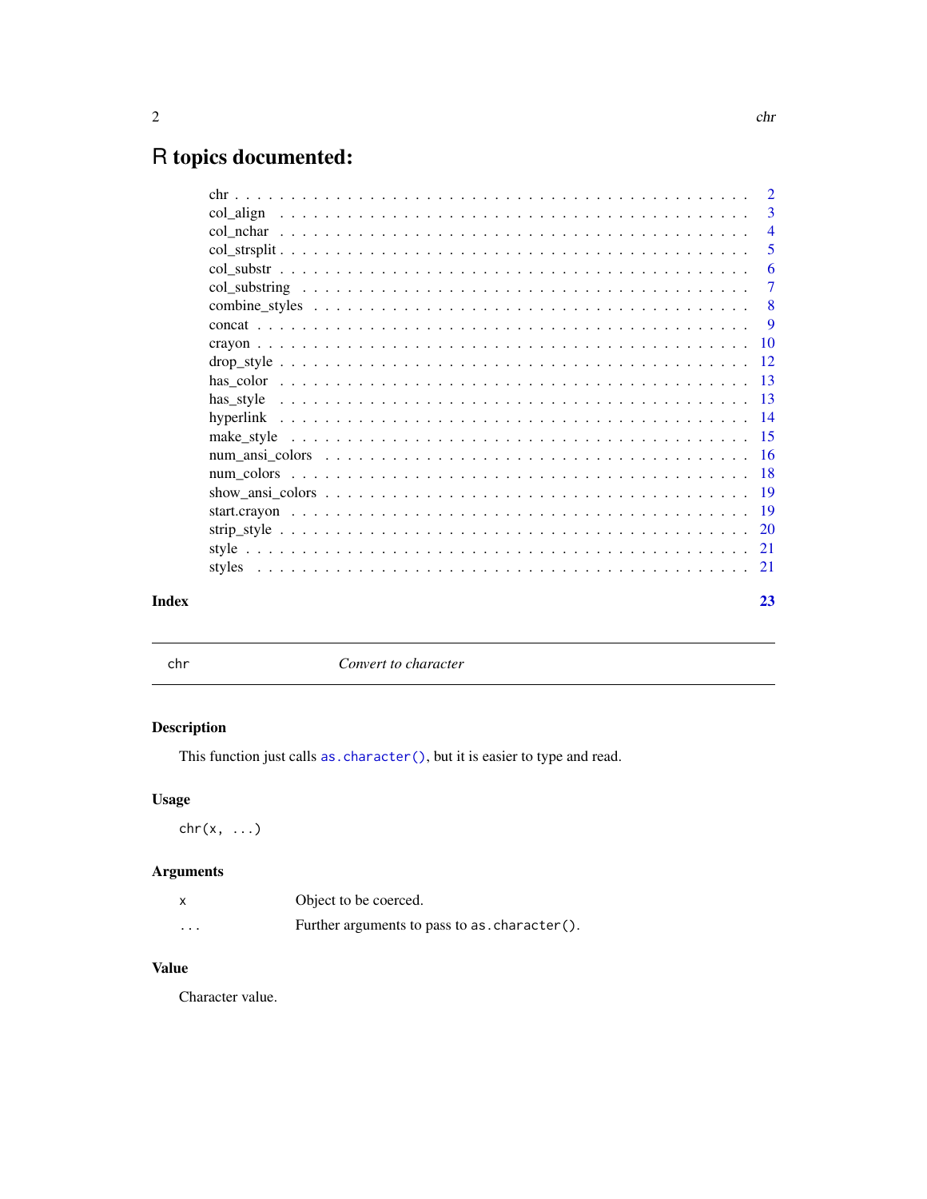# R topics documented:

| | |
|---|---|
| chr | 2 |
| col_align | 3 |
| col_nchar | 4 |
| col_strsplit | 5 |
| col_substr | 6 |
| col_substring | 7 |
| combine_styles | 8 |
| concat | 9 |
| crayon | 10 |
| drop_style | 12 |
| has_color | 13 |
| has_style | 13 |
| hyperlink | 14 |
| make_style | 15 |
| num_ansi_colors | 16 |
| num_colors | 18 |
| show_ansi_colors | 19 |
| start.crayon | 19 |
| strip_style | 20 |
| style | 21 |
| styles | 21 |
| **Index** | **23** |

---

`chr` *Convert to character*

---

## Description

This function just calls `as.character()`, but it is easier to type and read.

## Usage

```
chr(x, ...)
```

## Arguments

| | |
|---|---|
| `x` | Object to be coerced. |
| `...` | Further arguments to pass to `as.character()`. |

## Value

Character value.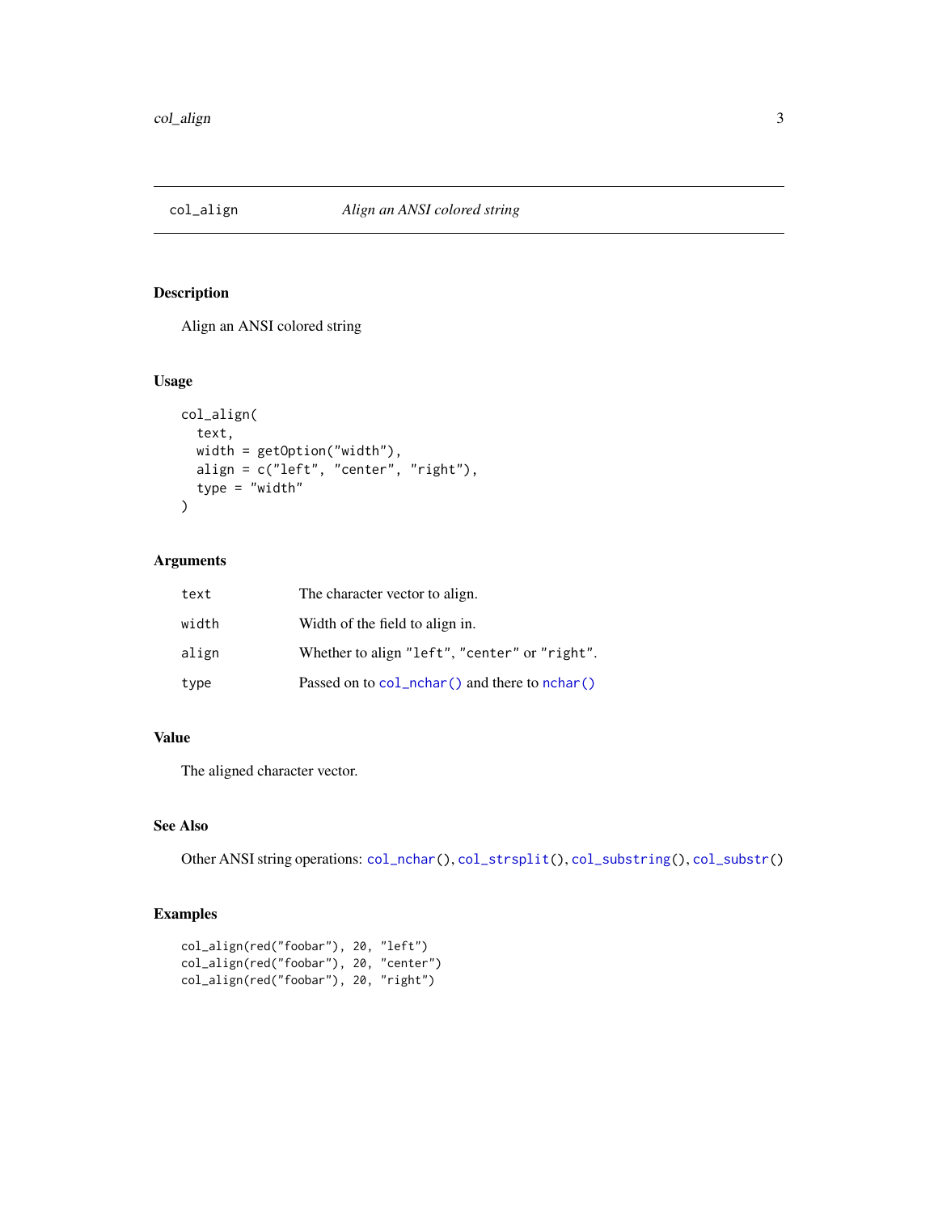# col_align — *Align an ANSI colored string*

## Description

Align an ANSI colored string

## Usage

```
col_align(
  text,
  width = getOption("width"),
  align = c("left", "center", "right"),
  type = "width"
)
```

## Arguments

| | |
|---|---|
| `text` | The character vector to align. |
| `width` | Width of the field to align in. |
| `align` | Whether to align `"left"`, `"center"` or `"right"`. |
| `type` | Passed on to `col_nchar()` and there to `nchar()` |

## Value

The aligned character vector.

## See Also

Other ANSI string operations: `col_nchar()`, `col_strsplit()`, `col_substring()`, `col_substr()`

## Examples

```
col_align(red("foobar"), 20, "left")
col_align(red("foobar"), 20, "center")
col_align(red("foobar"), 20, "right")
```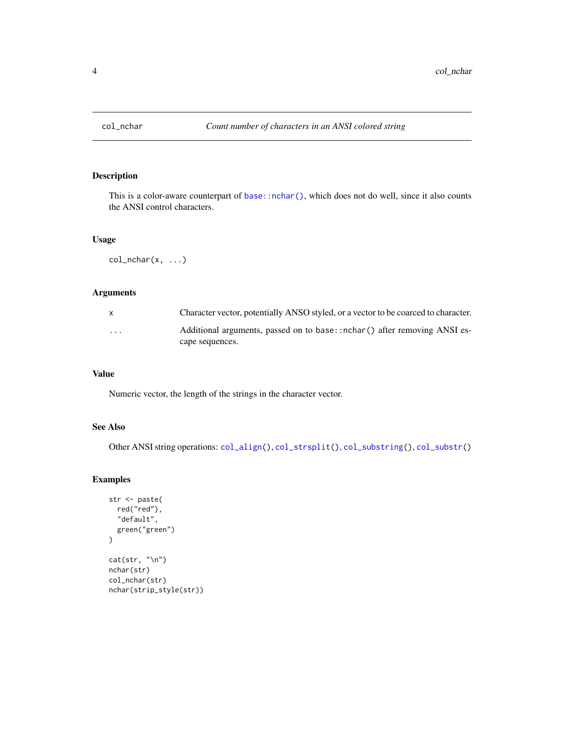# col_nchar — *Count number of characters in an ANSI colored string*

## Description

This is a color-aware counterpart of `base::nchar()`, which does not do well, since it also counts the ANSI control characters.

## Usage

```
col_nchar(x, ...)
```

## Arguments

| | |
|---|---|
| `x` | Character vector, potentially ANSO styled, or a vector to be coarced to character. |
| `...` | Additional arguments, passed on to `base::nchar()` after removing ANSI escape sequences. |

## Value

Numeric vector, the length of the strings in the character vector.

## See Also

Other ANSI string operations: `col_align()`, `col_strsplit()`, `col_substring()`, `col_substr()`

## Examples

```
str <- paste(
  red("red"),
  "default",
  green("green")
)

cat(str, "\n")
nchar(str)
col_nchar(str)
nchar(strip_style(str))
```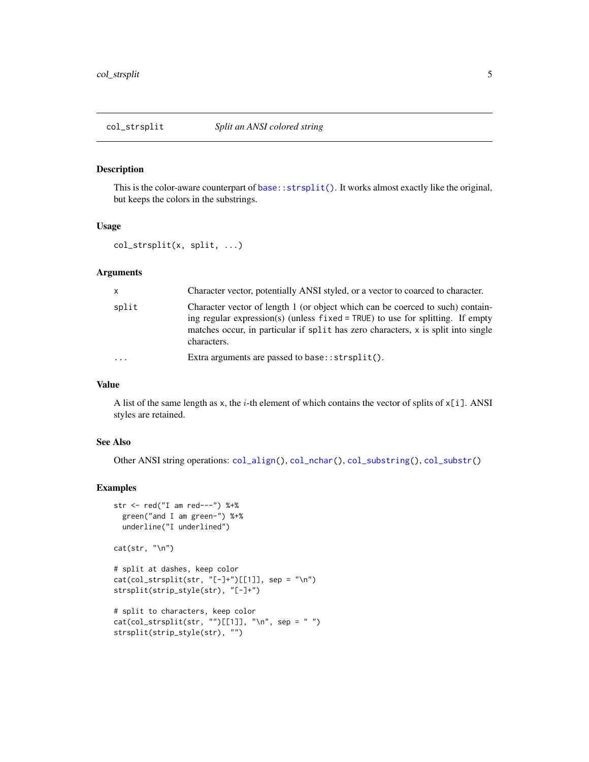# col_strsplit — *Split an ANSI colored string*

## Description

This is the color-aware counterpart of `base::strsplit()`. It works almost exactly like the original, but keeps the colors in the substrings.

## Usage

```
col_strsplit(x, split, ...)
```

## Arguments

| | |
|---|---|
| `x` | Character vector, potentially ANSI styled, or a vector to coarced to character. |
| `split` | Character vector of length 1 (or object which can be coerced to such) containing regular expression(s) (unless `fixed = TRUE`) to use for splitting. If empty matches occur, in particular if `split` has zero characters, `x` is split into single characters. |
| `...` | Extra arguments are passed to `base::strsplit()`. |

## Value

A list of the same length as `x`, the $i$-th element of which contains the vector of splits of `x[i]`. ANSI styles are retained.

## See Also

Other ANSI string operations: `col_align()`, `col_nchar()`, `col_substring()`, `col_substr()`

## Examples

```
str <- red("I am red---") %+%
  green("and I am green-") %+%
  underline("I underlined")

cat(str, "\n")

# split at dashes, keep color
cat(col_strsplit(str, "[-]+")[[1]], sep = "\n")
strsplit(strip_style(str), "[-]+")

# split to characters, keep color
cat(col_strsplit(str, "")[[1]], "\n", sep = " ")
strsplit(strip_style(str), "")
```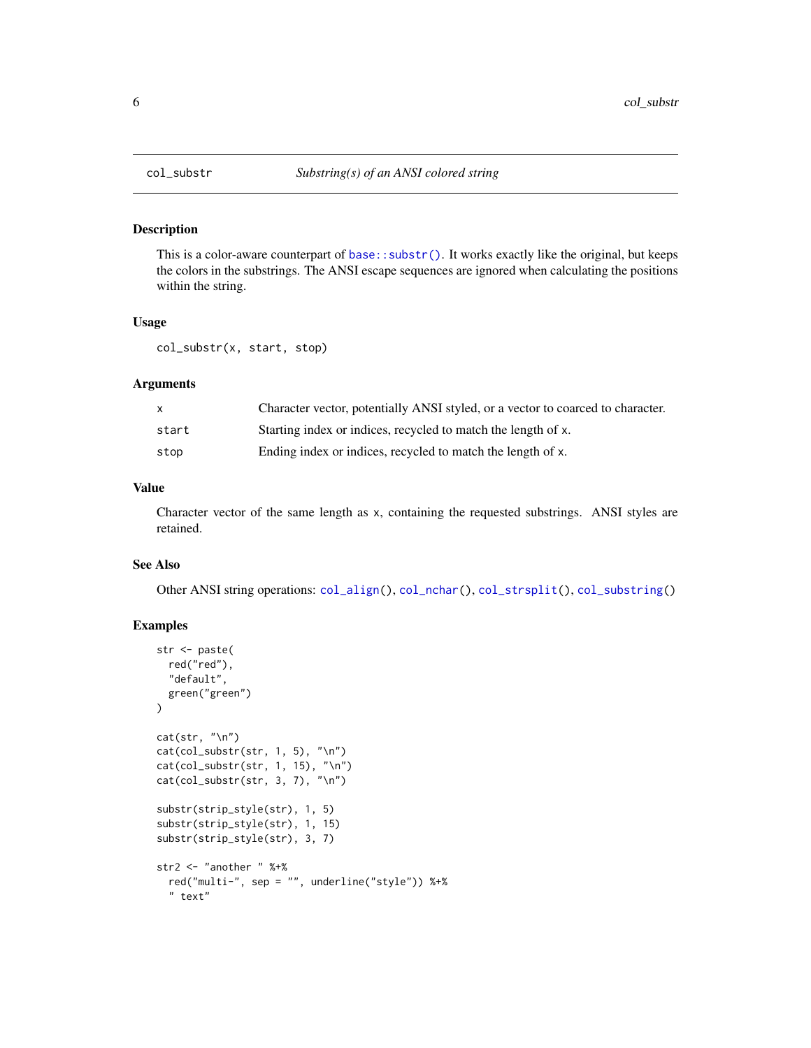## col_substr — *Substring(s) of an ANSI colored string*

### Description

This is a color-aware counterpart of `base::substr()`. It works exactly like the original, but keeps the colors in the substrings. The ANSI escape sequences are ignored when calculating the positions within the string.

### Usage

```
col_substr(x, start, stop)
```

### Arguments

| | |
|---|---|
| `x` | Character vector, potentially ANSI styled, or a vector to coarced to character. |
| `start` | Starting index or indices, recycled to match the length of `x`. |
| `stop` | Ending index or indices, recycled to match the length of `x`. |

### Value

Character vector of the same length as `x`, containing the requested substrings. ANSI styles are retained.

### See Also

Other ANSI string operations: `col_align()`, `col_nchar()`, `col_strsplit()`, `col_substring()`

### Examples

```
str <- paste(
  red("red"),
  "default",
  green("green")
)

cat(str, "\n")
cat(col_substr(str, 1, 5), "\n")
cat(col_substr(str, 1, 15), "\n")
cat(col_substr(str, 3, 7), "\n")

substr(strip_style(str), 1, 5)
substr(strip_style(str), 1, 15)
substr(strip_style(str), 3, 7)

str2 <- "another " %+%
  red("multi-", sep = "", underline("style")) %+%
  " text"
```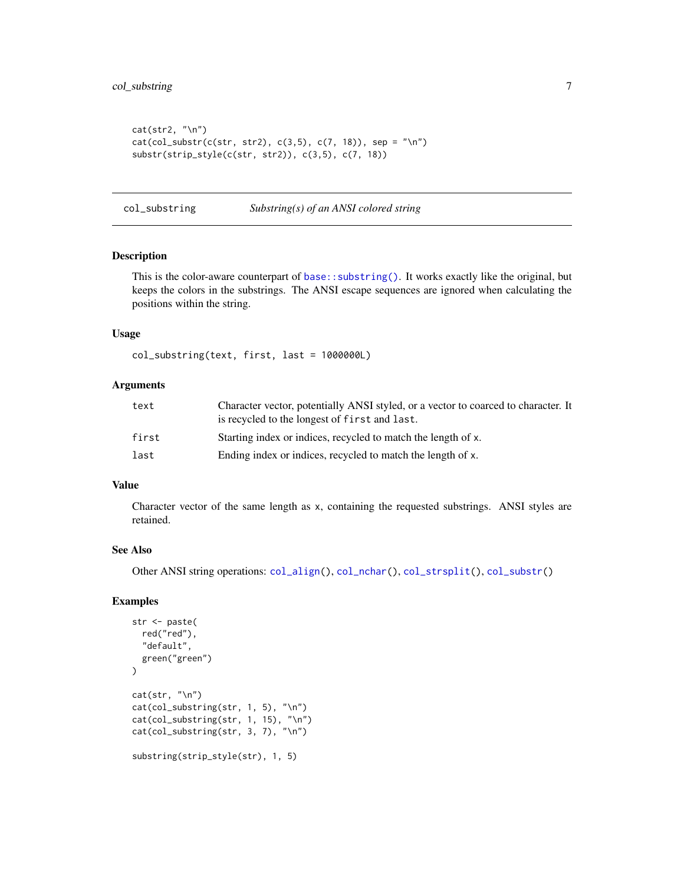```
cat(str2, "\n")
cat(col_substr(c(str, str2), c(3,5), c(7, 18)), sep = "\n")
substr(strip_style(c(str, str2)), c(3,5), c(7, 18))
```

## col_substring    *Substring(s) of an ANSI colored string*

### Description

This is the color-aware counterpart of `base::substring()`. It works exactly like the original, but keeps the colors in the substrings. The ANSI escape sequences are ignored when calculating the positions within the string.

### Usage

```
col_substring(text, first, last = 1000000L)
```

### Arguments

| | |
|---|---|
| `text` | Character vector, potentially ANSI styled, or a vector to coarced to character. It is recycled to the longest of `first` and `last`. |
| `first` | Starting index or indices, recycled to match the length of `x`. |
| `last` | Ending index or indices, recycled to match the length of `x`. |

### Value

Character vector of the same length as `x`, containing the requested substrings. ANSI styles are retained.

### See Also

Other ANSI string operations: `col_align()`, `col_nchar()`, `col_strsplit()`, `col_substr()`

### Examples

```
str <- paste(
  red("red"),
  "default",
  green("green")
)

cat(str, "\n")
cat(col_substring(str, 1, 5), "\n")
cat(col_substring(str, 1, 15), "\n")
cat(col_substring(str, 3, 7), "\n")

substring(strip_style(str), 1, 5)
```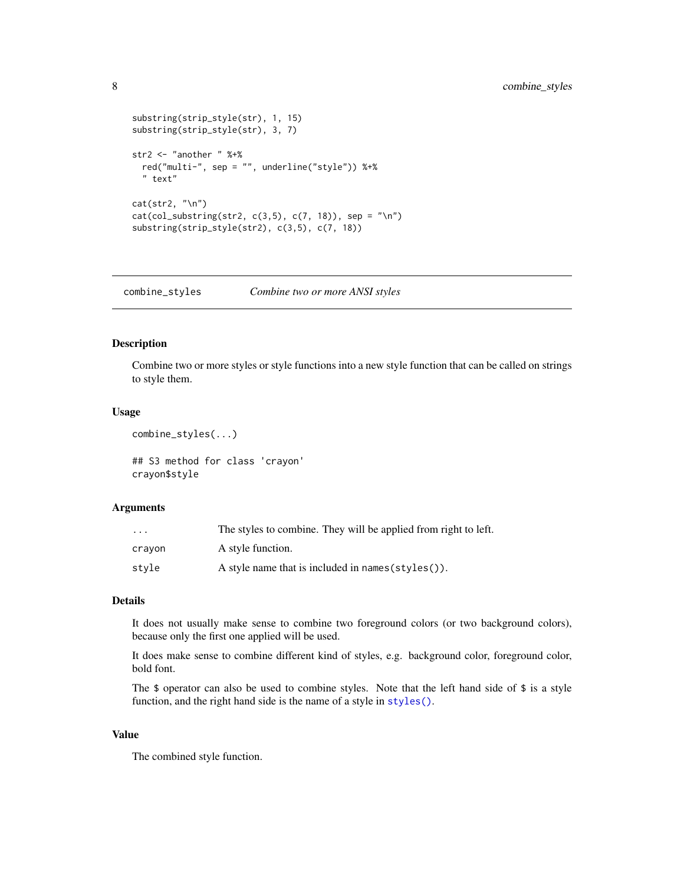```
substring(strip_style(str), 1, 15)
substring(strip_style(str), 3, 7)

str2 <- "another " %+%
  red("multi-", sep = "", underline("style")) %+%
  " text"

cat(str2, "\n")
cat(col_substring(str2, c(3,5), c(7, 18)), sep = "\n")
substring(strip_style(str2), c(3,5), c(7, 18))
```

---

## combine_styles — *Combine two or more ANSI styles*

### Description

Combine two or more styles or style functions into a new style function that can be called on strings to style them.

### Usage

```
combine_styles(...)

## S3 method for class 'crayon'
crayon$style
```

### Arguments

| | |
|---|---|
| `...` | The styles to combine. They will be applied from right to left. |
| `crayon` | A style function. |
| `style` | A style name that is included in `names(styles())`. |

### Details

It does not usually make sense to combine two foreground colors (or two background colors), because only the first one applied will be used.

It does make sense to combine different kind of styles, e.g. background color, foreground color, bold font.

The `$` operator can also be used to combine styles. Note that the left hand side of `$` is a style function, and the right hand side is the name of a style in `styles()`.

### Value

The combined style function.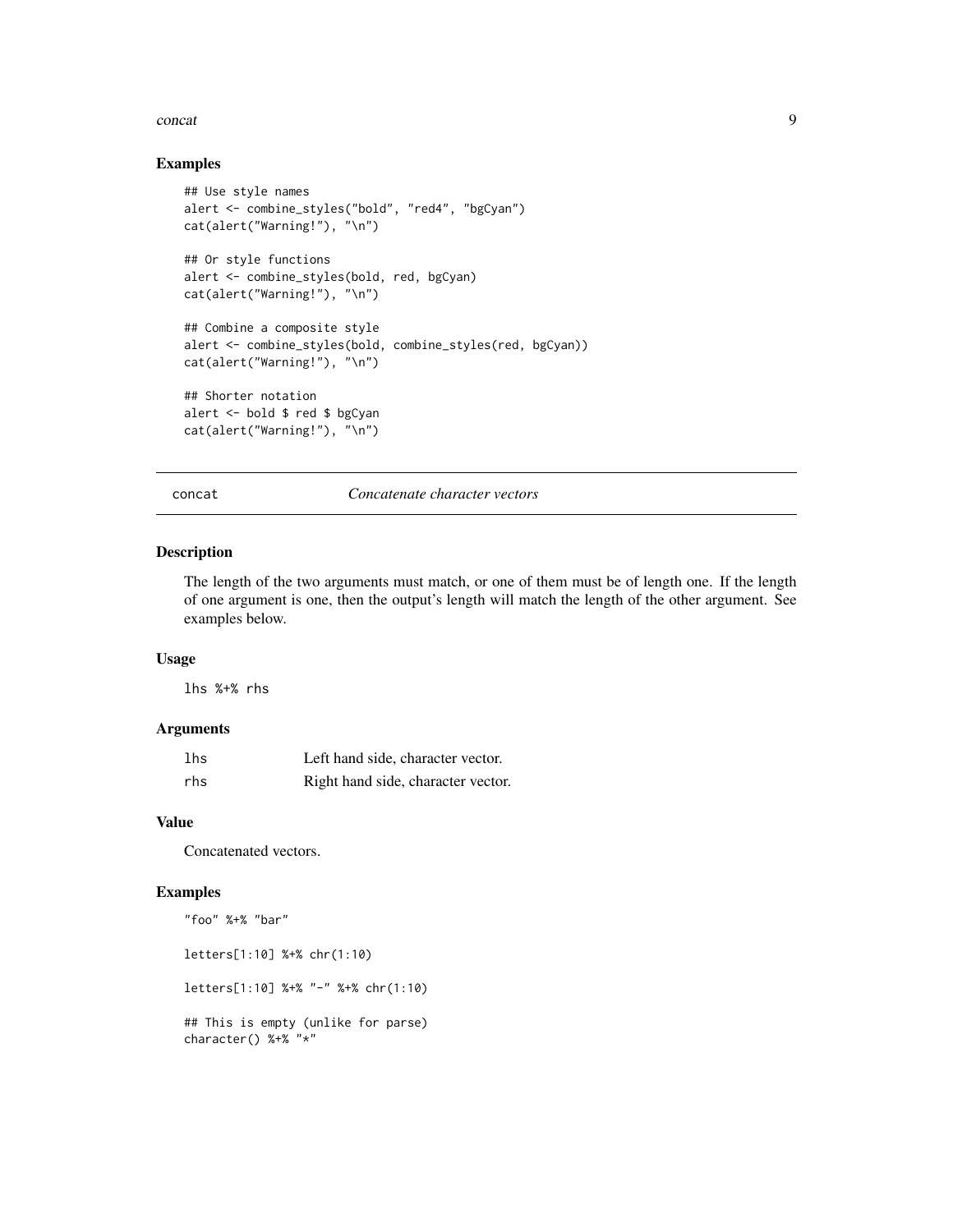### Examples

```
## Use style names
alert <- combine_styles("bold", "red4", "bgCyan")
cat(alert("Warning!"), "\n")

## Or style functions
alert <- combine_styles(bold, red, bgCyan)
cat(alert("Warning!"), "\n")

## Combine a composite style
alert <- combine_styles(bold, combine_styles(red, bgCyan))
cat(alert("Warning!"), "\n")

## Shorter notation
alert <- bold $ red $ bgCyan
cat(alert("Warning!"), "\n")
```

## concat — *Concatenate character vectors*

### Description

The length of the two arguments must match, or one of them must be of length one. If the length of one argument is one, then the output's length will match the length of the other argument. See examples below.

### Usage

```
lhs %+% rhs
```

### Arguments

| | |
|---|---|
| lhs | Left hand side, character vector. |
| rhs | Right hand side, character vector. |

### Value

Concatenated vectors.

### Examples

```
"foo" %+% "bar"

letters[1:10] %+% chr(1:10)

letters[1:10] %+% "-" %+% chr(1:10)

## This is empty (unlike for parse)
character() %+% "*"
```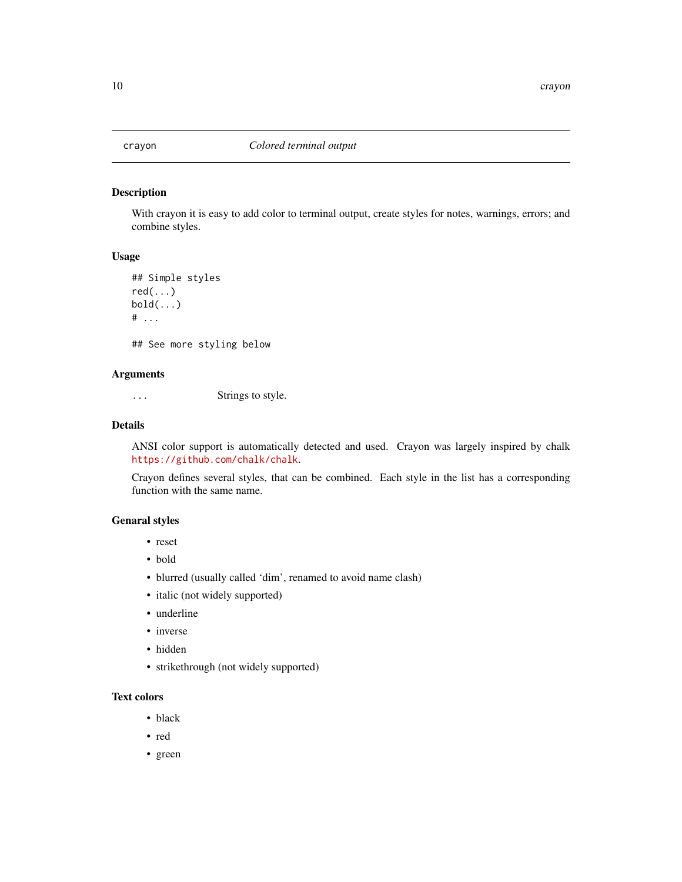crayon *Colored terminal output*

## Description

With crayon it is easy to add color to terminal output, create styles for notes, warnings, errors; and combine styles.

## Usage

```
## Simple styles
red(...)
bold(...)
# ...

## See more styling below
```

## Arguments

`...` Strings to style.

## Details

ANSI color support is automatically detected and used. Crayon was largely inspired by chalk https://github.com/chalk/chalk.

Crayon defines several styles, that can be combined. Each style in the list has a corresponding function with the same name.

## Genaral styles

- reset
- bold
- blurred (usually called 'dim', renamed to avoid name clash)
- italic (not widely supported)
- underline
- inverse
- hidden
- strikethrough (not widely supported)

## Text colors

- black
- red
- green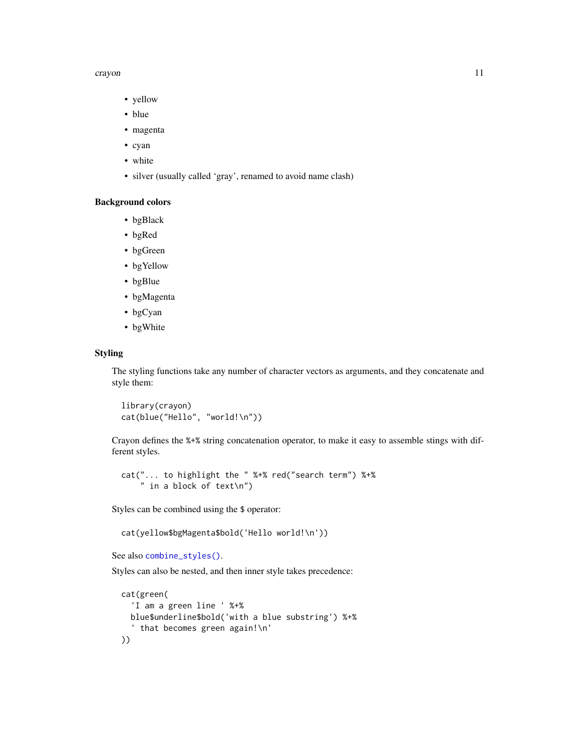- yellow
- blue
- magenta
- cyan
- white
- silver (usually called 'gray', renamed to avoid name clash)

### Background colors

- bgBlack
- bgRed
- bgGreen
- bgYellow
- bgBlue
- bgMagenta
- bgCyan
- bgWhite

### Styling

The styling functions take any number of character vectors as arguments, and they concatenate and style them:

```
library(crayon)
cat(blue("Hello", "world!\n"))
```

Crayon defines the %+% string concatenation operator, to make it easy to assemble stings with different styles.

```
cat("... to highlight the " %+% red("search term") %+%
    " in a block of text\n")
```

Styles can be combined using the $ operator:

```
cat(yellow$bgMagenta$bold('Hello world!\n'))
```

See also `combine_styles()`.

Styles can also be nested, and then inner style takes precedence:

```
cat(green(
  'I am a green line ' %+%
  blue$underline$bold('with a blue substring') %+%
  ' that becomes green again!\n'
))
```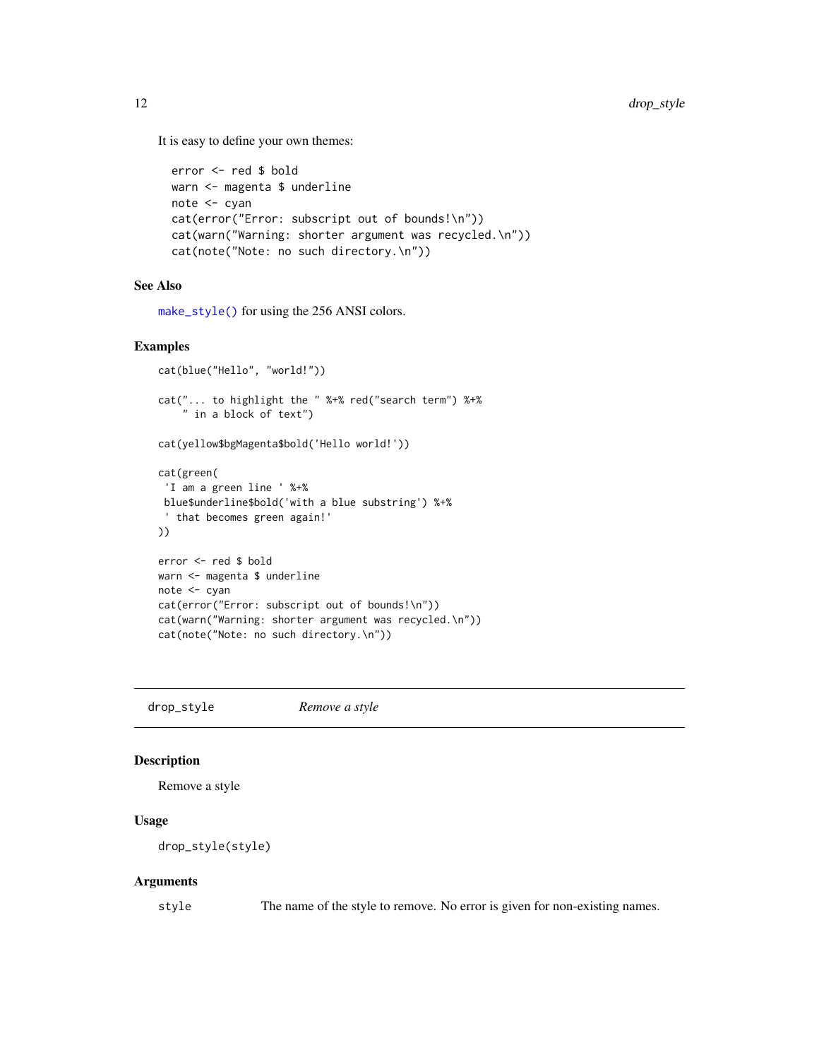It is easy to define your own themes:

```
error <- red $ bold
warn <- magenta $ underline
note <- cyan
cat(error("Error: subscript out of bounds!\n"))
cat(warn("Warning: shorter argument was recycled.\n"))
cat(note("Note: no such directory.\n"))
```

## See Also

make_style() for using the 256 ANSI colors.

## Examples

```
cat(blue("Hello", "world!"))

cat("... to highlight the " %+% red("search term") %+%
    " in a block of text")

cat(yellow$bgMagenta$bold('Hello world!'))

cat(green(
 'I am a green line ' %+%
 blue$underline$bold('with a blue substring') %+%
 ' that becomes green again!'
))

error <- red $ bold
warn <- magenta $ underline
note <- cyan
cat(error("Error: subscript out of bounds!\n"))
cat(warn("Warning: shorter argument was recycled.\n"))
cat(note("Note: no such directory.\n"))
```

---

# drop_style    *Remove a style*

## Description

Remove a style

## Usage

```
drop_style(style)
```

## Arguments

| | |
|---|---|
| style | The name of the style to remove. No error is given for non-existing names. |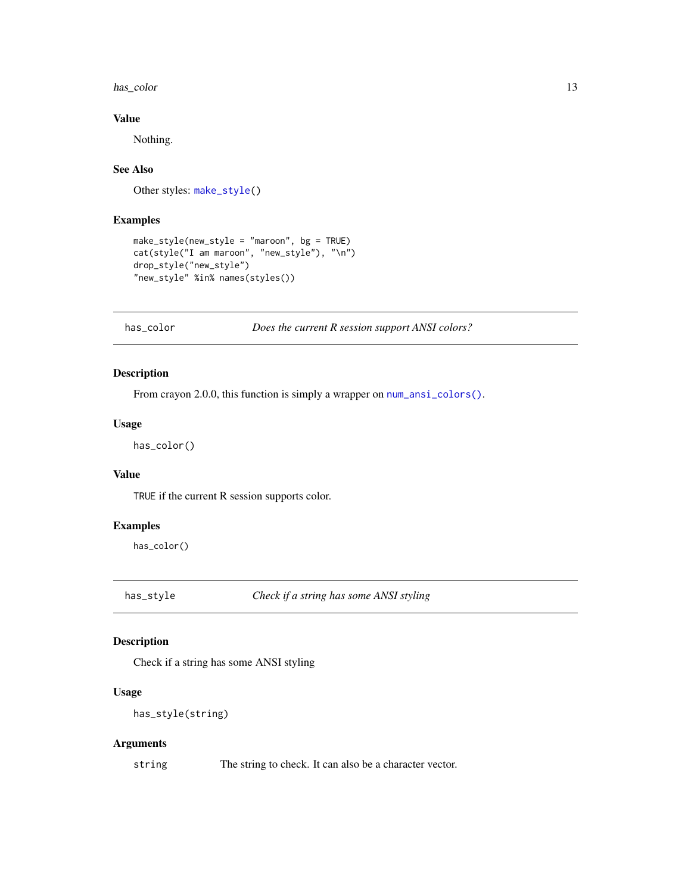### Value

Nothing.

### See Also

Other styles: `make_style()`

### Examples

```
make_style(new_style = "maroon", bg = TRUE)
cat(style("I am maroon", "new_style"), "\n")
drop_style("new_style")
"new_style" %in% names(styles())
```

---

## has_color — *Does the current R session support ANSI colors?*

### Description

From crayon 2.0.0, this function is simply a wrapper on `num_ansi_colors()`.

### Usage

```
has_color()
```

### Value

`TRUE` if the current R session supports color.

### Examples

```
has_color()
```

---

## has_style — *Check if a string has some ANSI styling*

### Description

Check if a string has some ANSI styling

### Usage

```
has_style(string)
```

### Arguments

| | |
|---|---|
| `string` | The string to check. It can also be a character vector. |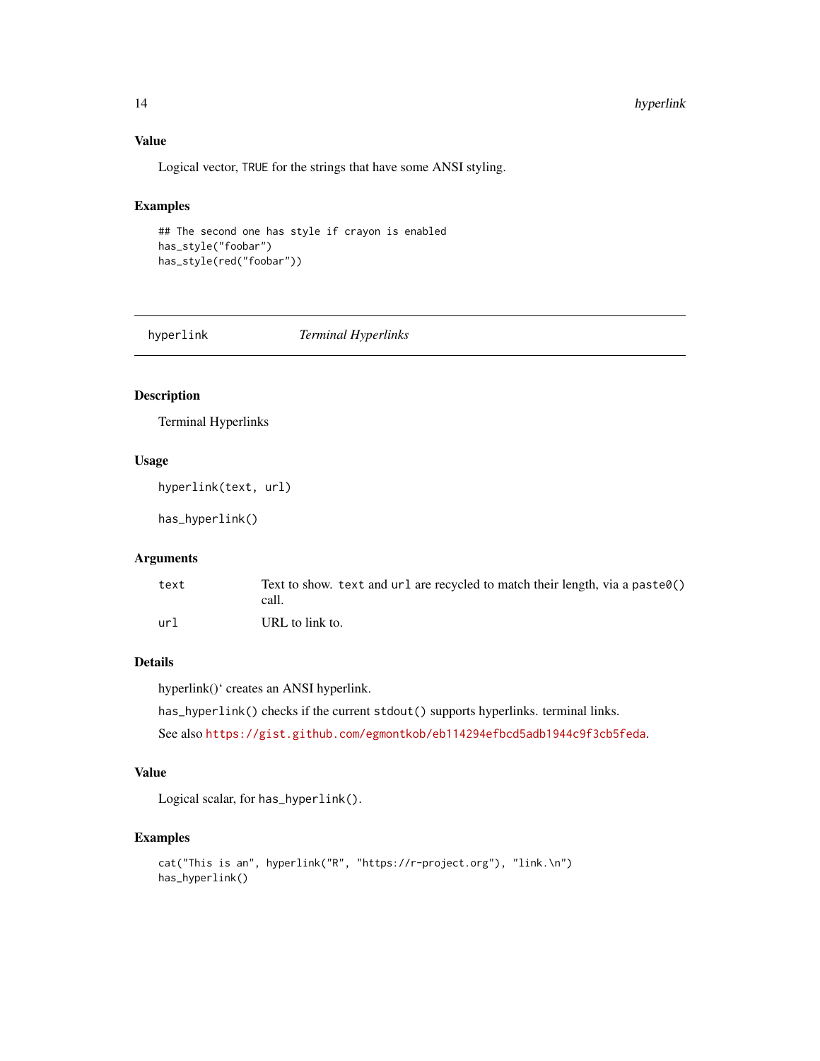### Value

Logical vector, TRUE for the strings that have some ANSI styling.

### Examples

```
## The second one has style if crayon is enabled
has_style("foobar")
has_style(red("foobar"))
```

---

## hyperlink — *Terminal Hyperlinks*

---

### Description

Terminal Hyperlinks

### Usage

```
hyperlink(text, url)

has_hyperlink()
```

### Arguments

| | |
|---|---|
| text | Text to show. text and url are recycled to match their length, via a paste0() call. |
| url | URL to link to. |

### Details

hyperlink()‘ creates an ANSI hyperlink.

has_hyperlink() checks if the current stdout() supports hyperlinks. terminal links.

See also https://gist.github.com/egmontkob/eb114294efbcd5adb1944c9f3cb5feda.

### Value

Logical scalar, for has_hyperlink().

### Examples

```
cat("This is an", hyperlink("R", "https://r-project.org"), "link.\n")
has_hyperlink()
```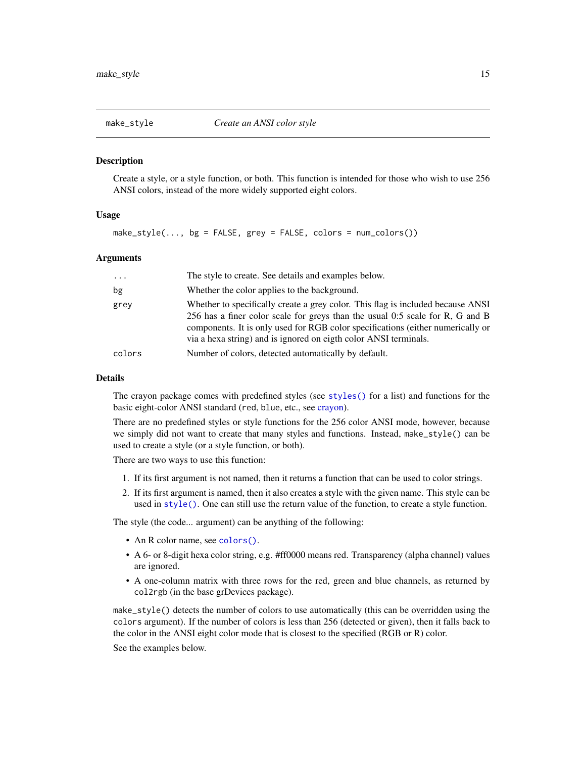## make_style — *Create an ANSI color style*

### Description

Create a style, or a style function, or both. This function is intended for those who wish to use 256 ANSI colors, instead of the more widely supported eight colors.

### Usage

```
make_style(..., bg = FALSE, grey = FALSE, colors = num_colors())
```

### Arguments

| | |
|---|---|
| `...` | The style to create. See details and examples below. |
| `bg` | Whether the color applies to the background. |
| `grey` | Whether to specifically create a grey color. This flag is included because ANSI 256 has a finer color scale for greys than the usual 0:5 scale for R, G and B components. It is only used for RGB color specifications (either numerically or via a hexa string) and is ignored on eigth color ANSI terminals. |
| `colors` | Number of colors, detected automatically by default. |

### Details

The crayon package comes with predefined styles (see `styles()` for a list) and functions for the basic eight-color ANSI standard (`red`, `blue`, etc., see crayon).

There are no predefined styles or style functions for the 256 color ANSI mode, however, because we simply did not want to create that many styles and functions. Instead, `make_style()` can be used to create a style (or a style function, or both).

There are two ways to use this function:

1. If its first argument is not named, then it returns a function that can be used to color strings.
2. If its first argument is named, then it also creates a style with the given name. This style can be used in `style()`. One can still use the return value of the function, to create a style function.

The style (the code... argument) can be anything of the following:

- An R color name, see `colors()`.
- A 6- or 8-digit hexa color string, e.g. #ff0000 means red. Transparency (alpha channel) values are ignored.
- A one-column matrix with three rows for the red, green and blue channels, as returned by `col2rgb` (in the base grDevices package).

`make_style()` detects the number of colors to use automatically (this can be overridden using the `colors` argument). If the number of colors is less than 256 (detected or given), then it falls back to the color in the ANSI eight color mode that is closest to the specified (RGB or R) color.

See the examples below.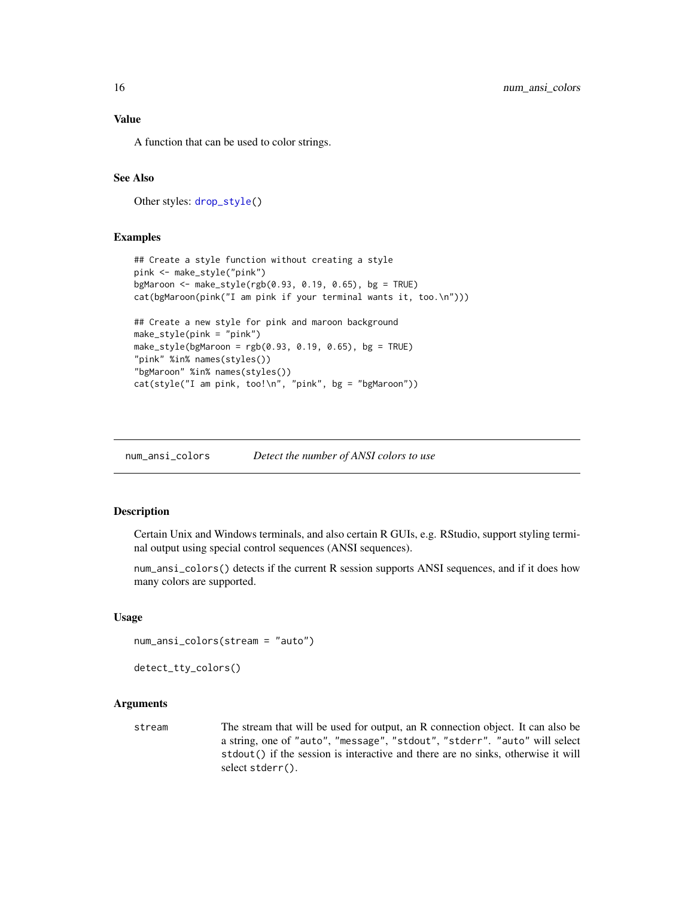### Value

A function that can be used to color strings.

### See Also

Other styles: `drop_style()`

### Examples

```
## Create a style function without creating a style
pink <- make_style("pink")
bgMaroon <- make_style(rgb(0.93, 0.19, 0.65), bg = TRUE)
cat(bgMaroon(pink("I am pink if your terminal wants it, too.\n")))

## Create a new style for pink and maroon background
make_style(pink = "pink")
make_style(bgMaroon = rgb(0.93, 0.19, 0.65), bg = TRUE)
"pink" %in% names(styles())
"bgMaroon" %in% names(styles())
cat(style("I am pink, too!\n", "pink", bg = "bgMaroon"))
```

---

## num_ansi_colors — *Detect the number of ANSI colors to use*

---

### Description

Certain Unix and Windows terminals, and also certain R GUIs, e.g. RStudio, support styling terminal output using special control sequences (ANSI sequences).

`num_ansi_colors()` detects if the current R session supports ANSI sequences, and if it does how many colors are supported.

### Usage

```
num_ansi_colors(stream = "auto")

detect_tty_colors()
```

### Arguments

| | |
|---|---|
| `stream` | The stream that will be used for output, an R connection object. It can also be a string, one of `"auto"`, `"message"`, `"stdout"`, `"stderr"`. `"auto"` will select `stdout()` if the session is interactive and there are no sinks, otherwise it will select `stderr()`. |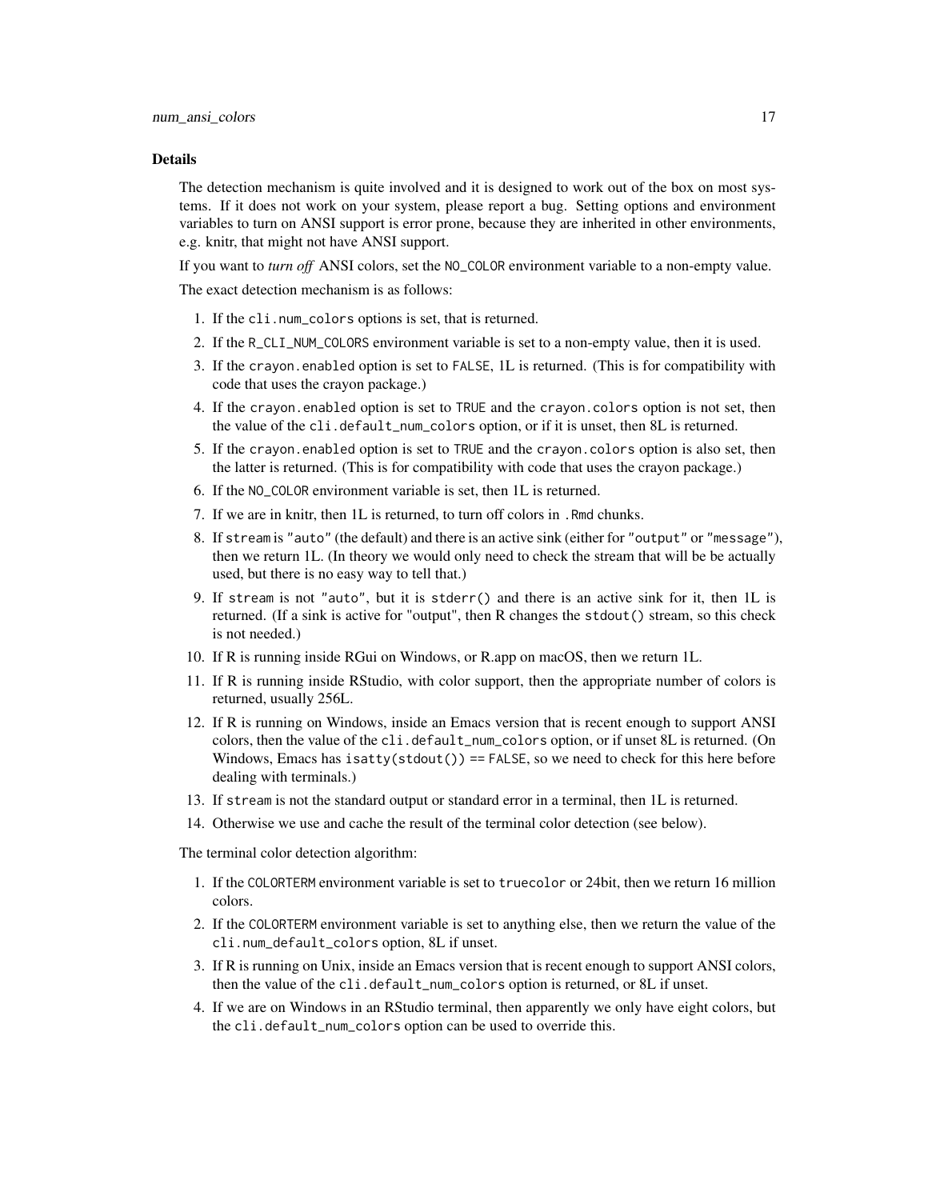### Details

The detection mechanism is quite involved and it is designed to work out of the box on most systems. If it does not work on your system, please report a bug. Setting options and environment variables to turn on ANSI support is error prone, because they are inherited in other environments, e.g. knitr, that might not have ANSI support.

If you want to *turn off* ANSI colors, set the `NO_COLOR` environment variable to a non-empty value.

The exact detection mechanism is as follows:

1. If the `cli.num_colors` options is set, that is returned.
2. If the `R_CLI_NUM_COLORS` environment variable is set to a non-empty value, then it is used.
3. If the `crayon.enabled` option is set to `FALSE`, 1L is returned. (This is for compatibility with code that uses the crayon package.)
4. If the `crayon.enabled` option is set to `TRUE` and the `crayon.colors` option is not set, then the value of the `cli.default_num_colors` option, or if it is unset, then 8L is returned.
5. If the `crayon.enabled` option is set to `TRUE` and the `crayon.colors` option is also set, then the latter is returned. (This is for compatibility with code that uses the crayon package.)
6. If the `NO_COLOR` environment variable is set, then 1L is returned.
7. If we are in knitr, then 1L is returned, to turn off colors in `.Rmd` chunks.
8. If `stream` is `"auto"` (the default) and there is an active sink (either for `"output"` or `"message"`), then we return 1L. (In theory we would only need to check the stream that will be be actually used, but there is no easy way to tell that.)
9. If `stream` is not `"auto"`, but it is `stderr()` and there is an active sink for it, then 1L is returned. (If a sink is active for "output", then R changes the `stdout()` stream, so this check is not needed.)
10. If R is running inside RGui on Windows, or R.app on macOS, then we return 1L.
11. If R is running inside RStudio, with color support, then the appropriate number of colors is returned, usually 256L.
12. If R is running on Windows, inside an Emacs version that is recent enough to support ANSI colors, then the value of the `cli.default_num_colors` option, or if unset 8L is returned. (On Windows, Emacs has `isatty(stdout()) == FALSE`, so we need to check for this here before dealing with terminals.)
13. If `stream` is not the standard output or standard error in a terminal, then 1L is returned.
14. Otherwise we use and cache the result of the terminal color detection (see below).

The terminal color detection algorithm:

1. If the `COLORTERM` environment variable is set to `truecolor` or 24bit, then we return 16 million colors.
2. If the `COLORTERM` environment variable is set to anything else, then we return the value of the `cli.num_default_colors` option, 8L if unset.
3. If R is running on Unix, inside an Emacs version that is recent enough to support ANSI colors, then the value of the `cli.default_num_colors` option is returned, or 8L if unset.
4. If we are on Windows in an RStudio terminal, then apparently we only have eight colors, but the `cli.default_num_colors` option can be used to override this.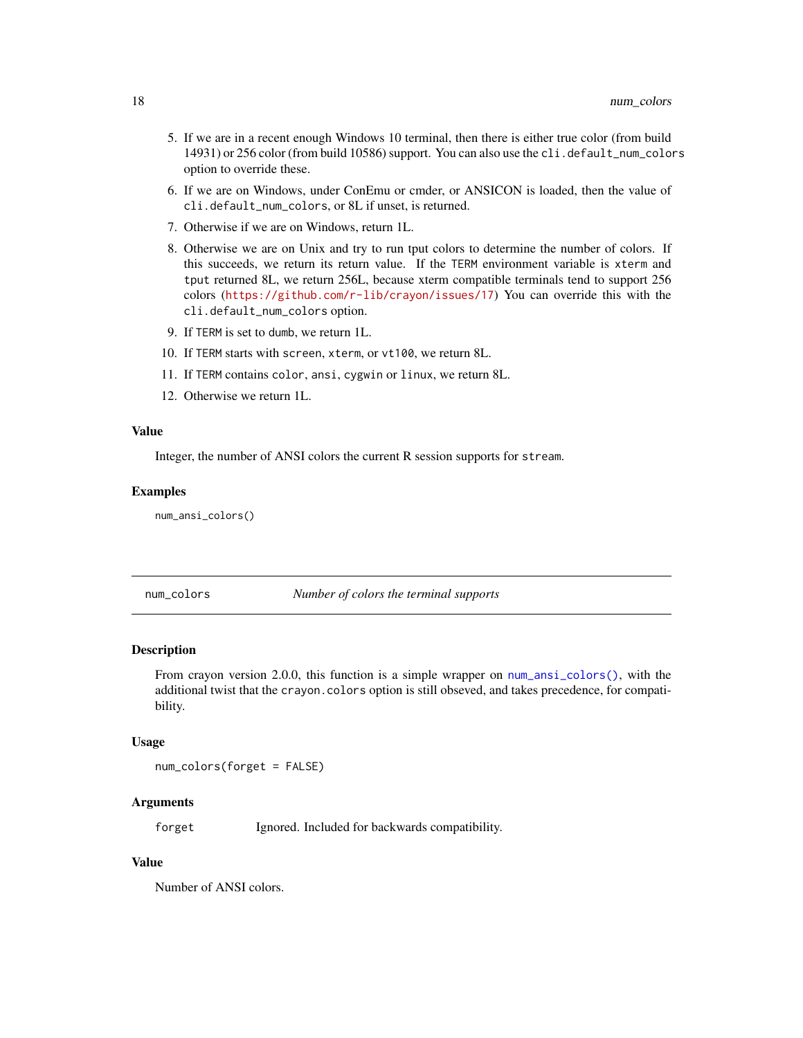5. If we are in a recent enough Windows 10 terminal, then there is either true color (from build 14931) or 256 color (from build 10586) support. You can also use the `cli.default_num_colors` option to override these.
6. If we are on Windows, under ConEmu or cmder, or ANSICON is loaded, then the value of `cli.default_num_colors`, or 8L if unset, is returned.
7. Otherwise if we are on Windows, return 1L.
8. Otherwise we are on Unix and try to run tput colors to determine the number of colors. If this succeeds, we return its return value. If the `TERM` environment variable is `xterm` and `tput` returned 8L, we return 256L, because xterm compatible terminals tend to support 256 colors (https://github.com/r-lib/crayon/issues/17) You can override this with the `cli.default_num_colors` option.
9. If `TERM` is set to `dumb`, we return 1L.
10. If `TERM` starts with `screen`, `xterm`, or `vt100`, we return 8L.
11. If `TERM` contains `color`, `ansi`, `cygwin` or `linux`, we return 8L.
12. Otherwise we return 1L.

### Value

Integer, the number of ANSI colors the current R session supports for `stream`.

### Examples

```
num_ansi_colors()
```

---

## num_colors — *Number of colors the terminal supports*

---

### Description

From crayon version 2.0.0, this function is a simple wrapper on `num_ansi_colors()`, with the additional twist that the `crayon.colors` option is still obseved, and takes precedence, for compatibility.

### Usage

```
num_colors(forget = FALSE)
```

### Arguments

| | |
|---|---|
| `forget` | Ignored. Included for backwards compatibility. |

### Value

Number of ANSI colors.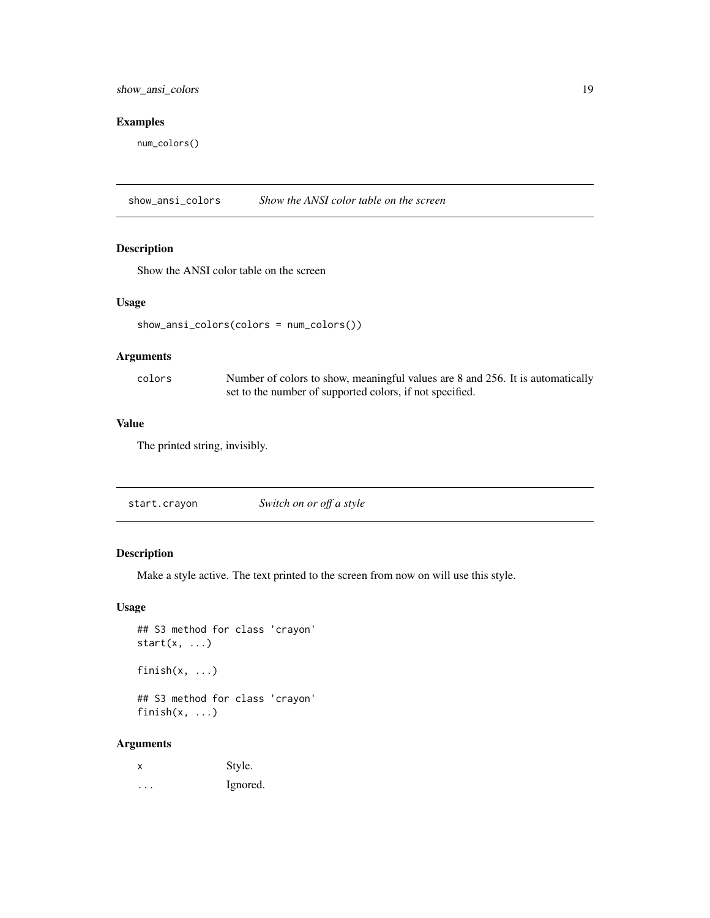## Examples

```
num_colors()
```

---

## show_ansi_colors — *Show the ANSI color table on the screen*

### Description

Show the ANSI color table on the screen

### Usage

```
show_ansi_colors(colors = num_colors())
```

### Arguments

| | |
|---|---|
| colors | Number of colors to show, meaningful values are 8 and 256. It is automatically set to the number of supported colors, if not specified. |

### Value

The printed string, invisibly.

---

## start.crayon — *Switch on or off a style*

### Description

Make a style active. The text printed to the screen from now on will use this style.

### Usage

```
## S3 method for class 'crayon'
start(x, ...)

finish(x, ...)

## S3 method for class 'crayon'
finish(x, ...)
```

### Arguments

| | |
|---|---|
| x | Style. |
| ... | Ignored. |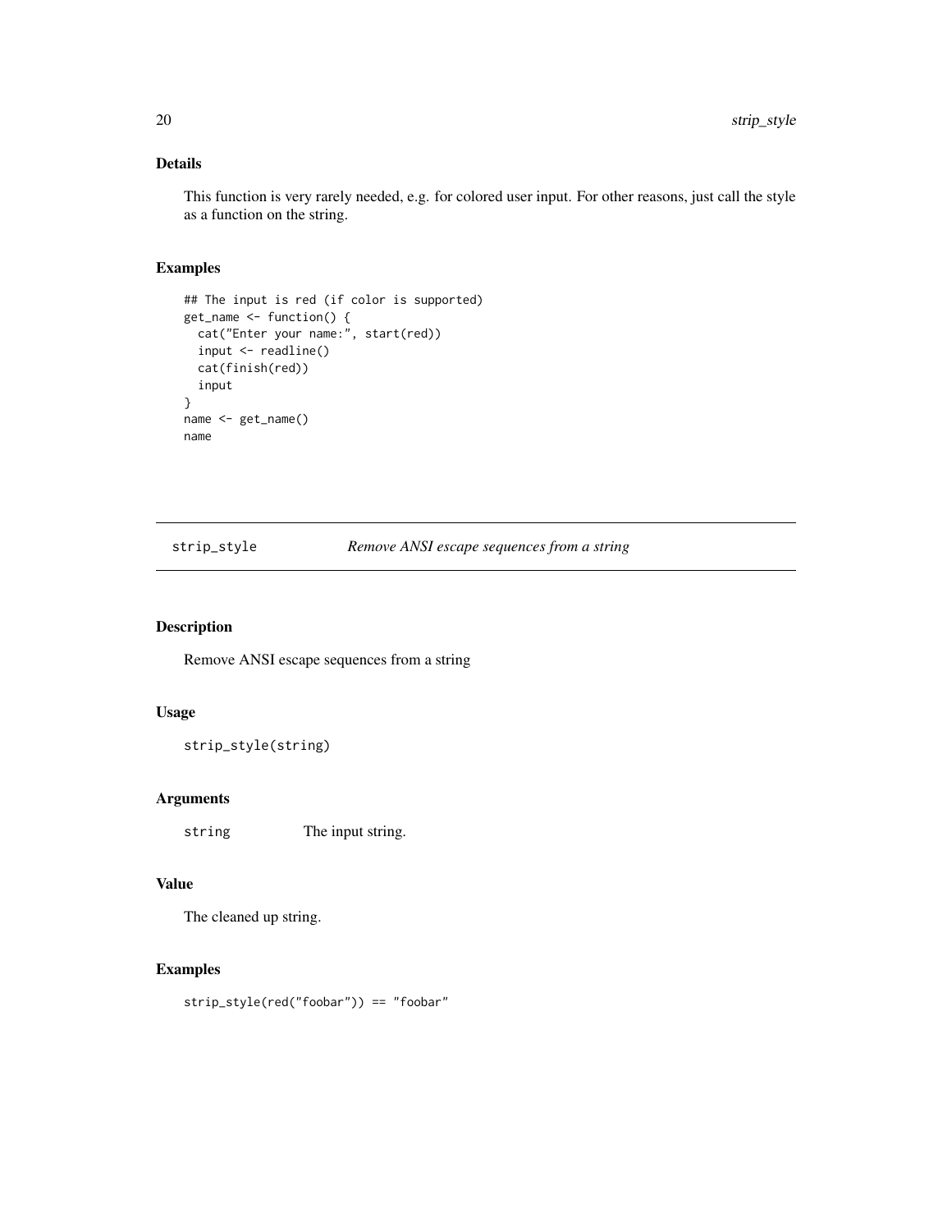### Details

This function is very rarely needed, e.g. for colored user input. For other reasons, just call the style as a function on the string.

### Examples

```
## The input is red (if color is supported)
get_name <- function() {
  cat("Enter your name:", start(red))
  input <- readline()
  cat(finish(red))
  input
}
name <- get_name()
name
```

---

## strip_style — *Remove ANSI escape sequences from a string*

### Description

Remove ANSI escape sequences from a string

### Usage

```
strip_style(string)
```

### Arguments

| | |
|---|---|
| string | The input string. |

### Value

The cleaned up string.

### Examples

```
strip_style(red("foobar")) == "foobar"
```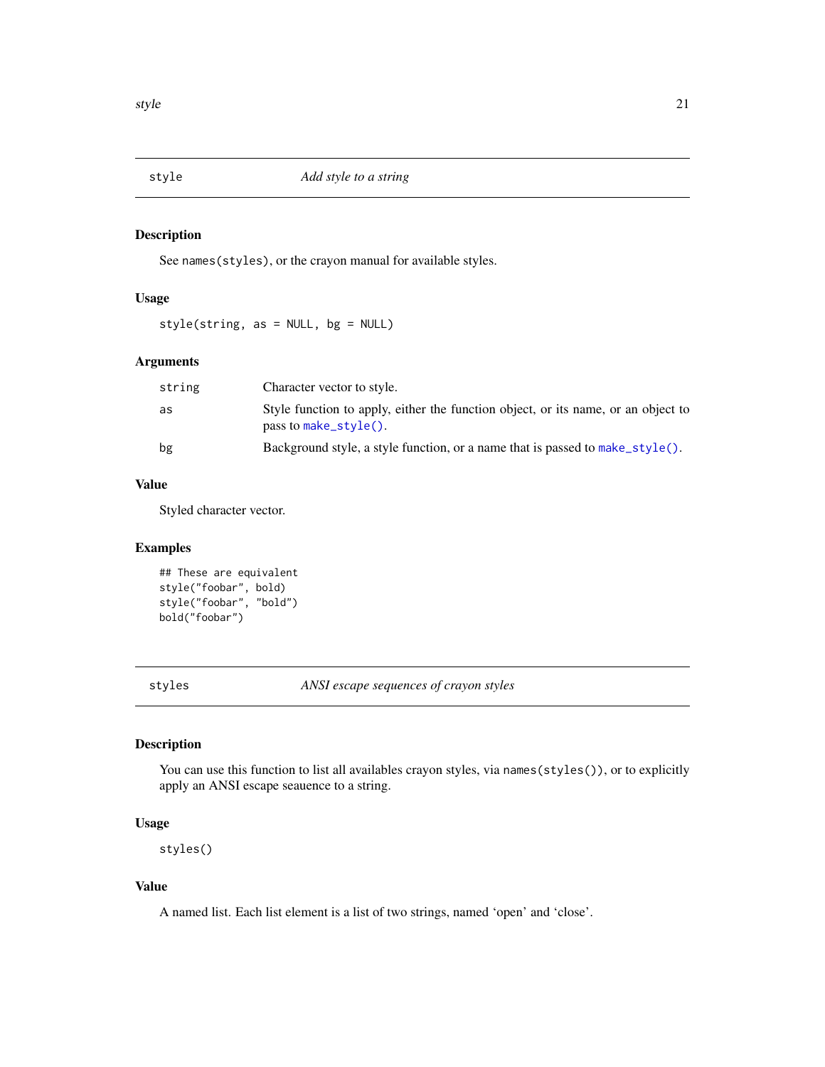## style — *Add style to a string*

### Description

See `names(styles)`, or the crayon manual for available styles.

### Usage

```
style(string, as = NULL, bg = NULL)
```

### Arguments

| | |
|---|---|
| `string` | Character vector to style. |
| `as` | Style function to apply, either the function object, or its name, or an object to pass to `make_style()`. |
| `bg` | Background style, a style function, or a name that is passed to `make_style()`. |

### Value

Styled character vector.

### Examples

```
## These are equivalent
style("foobar", bold)
style("foobar", "bold")
bold("foobar")
```

## styles — *ANSI escape sequences of crayon styles*

### Description

You can use this function to list all availables crayon styles, via `names(styles())`, or to explicitly apply an ANSI escape seauence to a string.

### Usage

```
styles()
```

### Value

A named list. Each list element is a list of two strings, named 'open' and 'close'.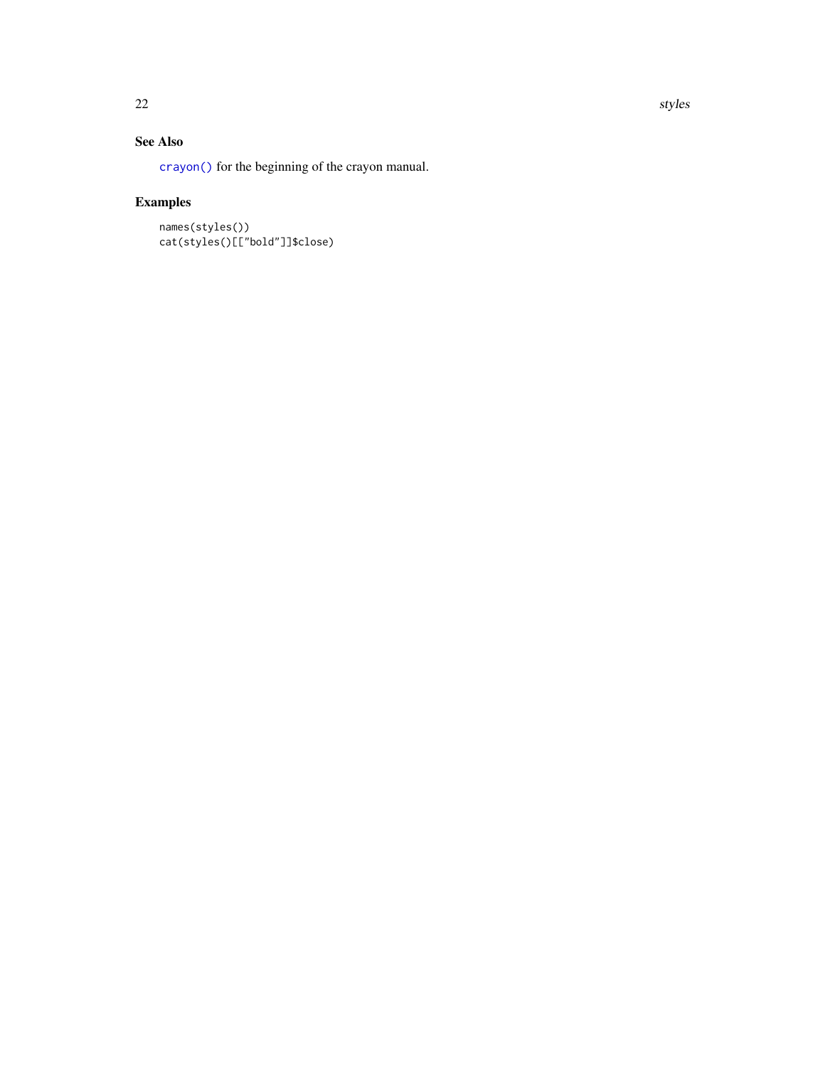### See Also

`crayon()` for the beginning of the crayon manual.

### Examples

```
names(styles())
cat(styles()[["bold"]]$close)
```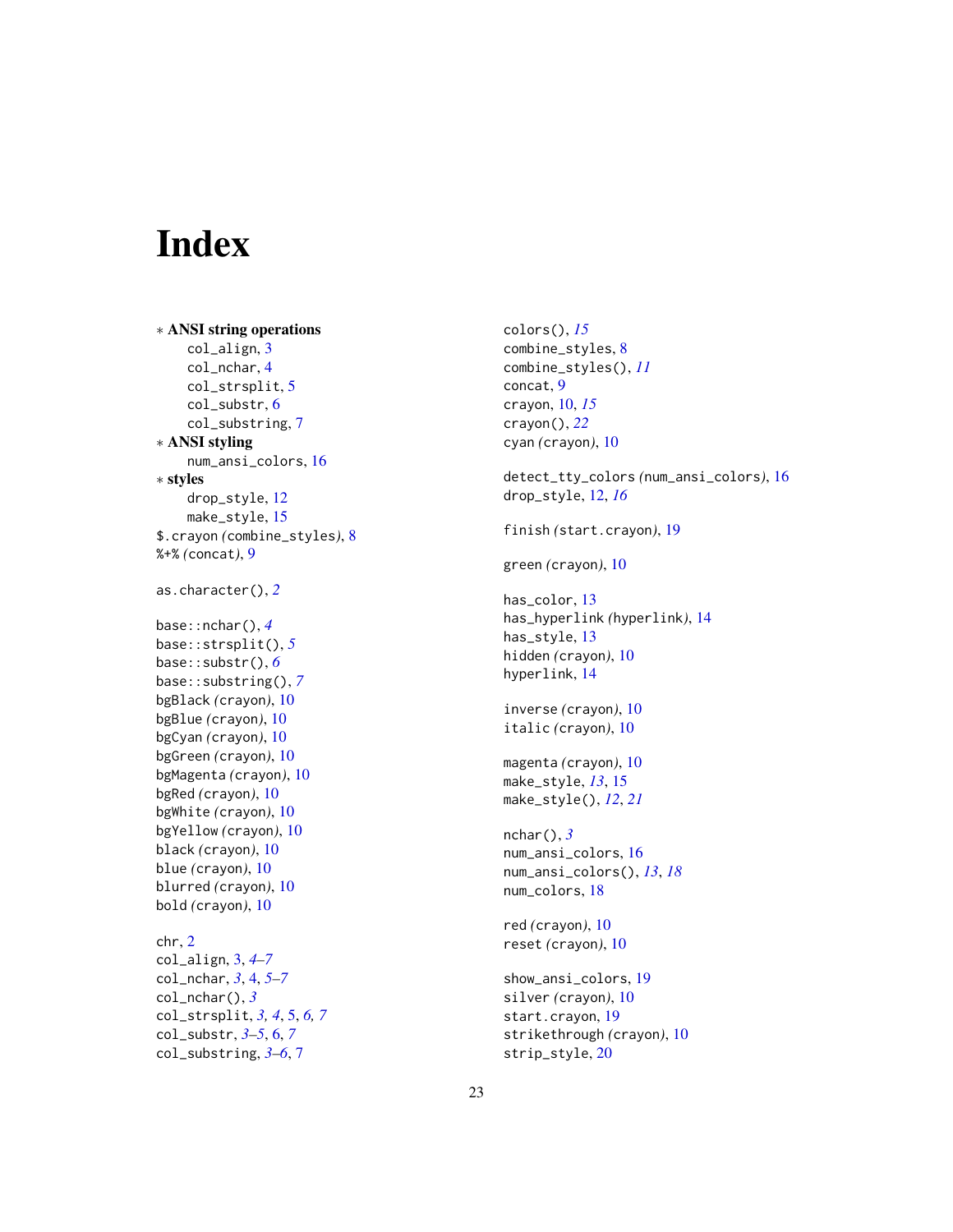# Index

∗ **ANSI string operations**
  col_align, 3
  col_nchar, 4
  col_strsplit, 5
  col_substr, 6
  col_substring, 7
∗ **ANSI styling**
  num_ansi_colors, 16
∗ **styles**
  drop_style, 12
  make_style, 15
$.crayon *(combine_styles)*, 8
%+% *(concat)*, 9

as.character(), *2*

base::nchar(), *4*
base::strsplit(), *5*
base::substr(), *6*
base::substring(), *7*
bgBlack *(crayon)*, 10
bgBlue *(crayon)*, 10
bgCyan *(crayon)*, 10
bgGreen *(crayon)*, 10
bgMagenta *(crayon)*, 10
bgRed *(crayon)*, 10
bgWhite *(crayon)*, 10
bgYellow *(crayon)*, 10
black *(crayon)*, 10
blue *(crayon)*, 10
blurred *(crayon)*, 10
bold *(crayon)*, 10

chr, 2
col_align, 3, *4–7*
col_nchar, *3*, 4, *5–7*
col_nchar(), *3*
col_strsplit, *3, 4*, 5, *6, 7*
col_substr, *3–5*, 6, *7*
col_substring, *3–6*, 7
colors(), *15*
combine_styles, 8
combine_styles(), *11*
concat, 9
crayon, 10, *15*
crayon(), *22*
cyan *(crayon)*, 10

detect_tty_colors *(num_ansi_colors)*, 16
drop_style, 12, *16*

finish *(start.crayon)*, 19

green *(crayon)*, 10

has_color, 13
has_hyperlink *(hyperlink)*, 14
has_style, 13
hidden *(crayon)*, 10
hyperlink, 14

inverse *(crayon)*, 10
italic *(crayon)*, 10

magenta *(crayon)*, 10
make_style, *13*, 15
make_style(), *12*, *21*

nchar(), *3*
num_ansi_colors, 16
num_ansi_colors(), *13*, *18*
num_colors, 18

red *(crayon)*, 10
reset *(crayon)*, 10

show_ansi_colors, 19
silver *(crayon)*, 10
start.crayon, 19
strikethrough *(crayon)*, 10
strip_style, 20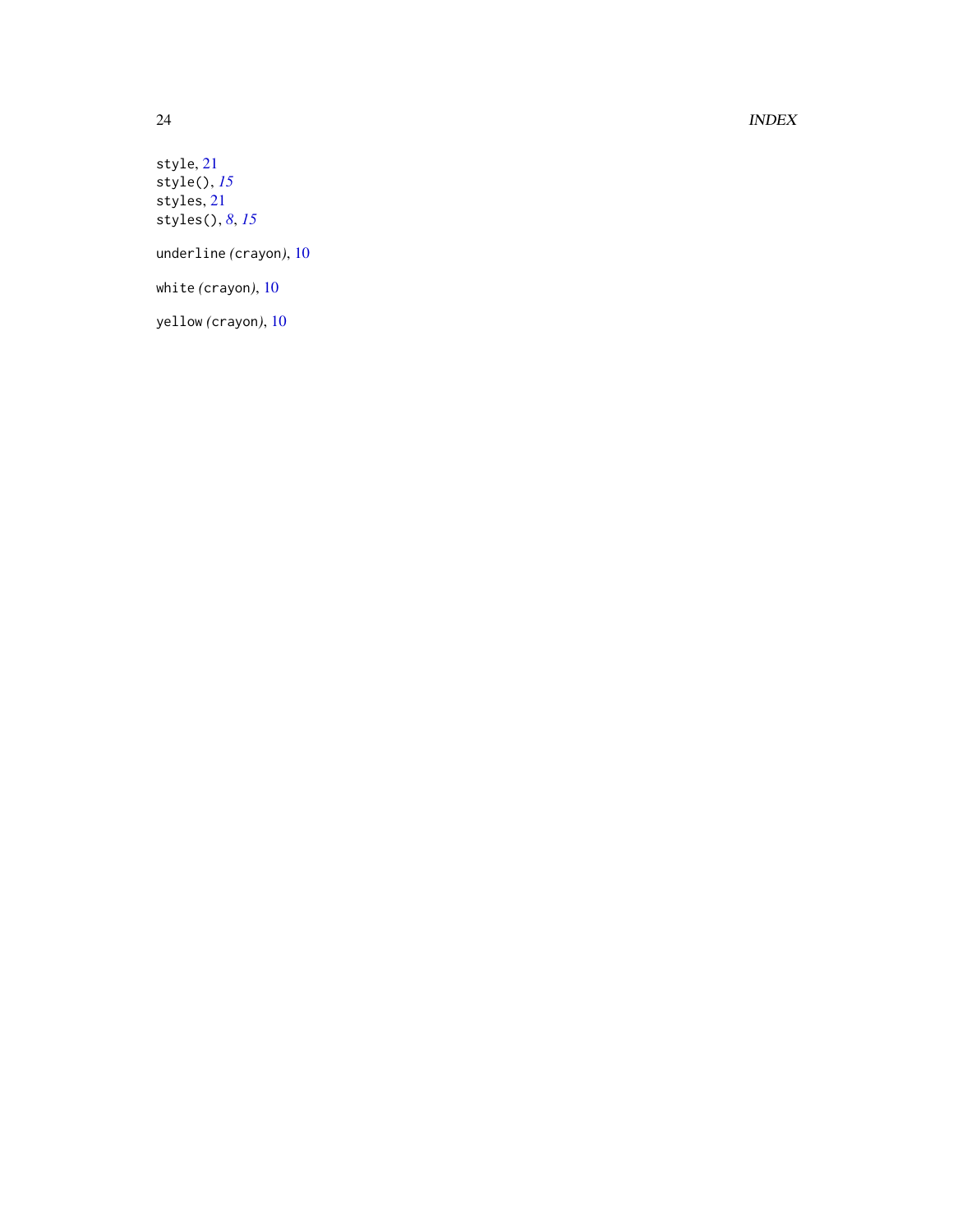style, 21  
style(), *15*  
styles, 21  
styles(), *8*, *15*

underline *(crayon)*, 10

white *(crayon)*, 10

yellow *(crayon)*, 10